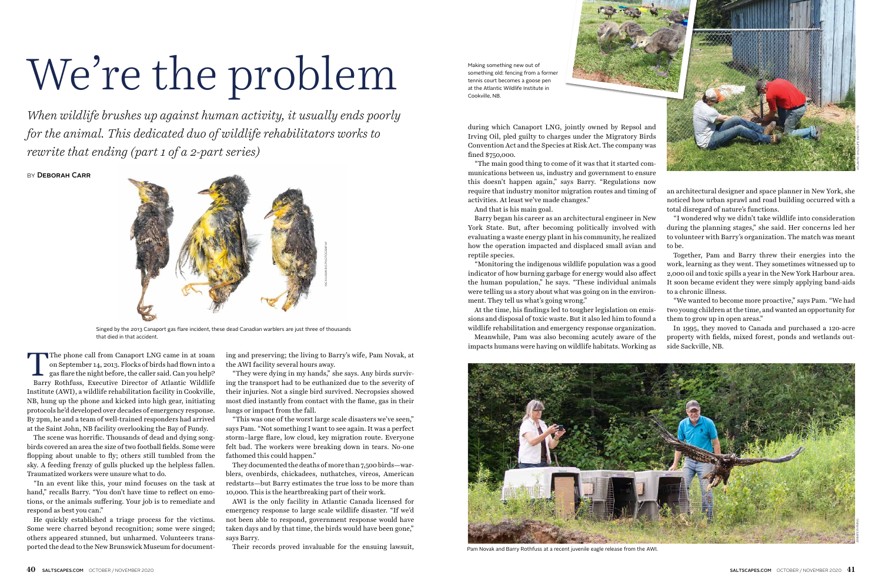# We're the problem

*When wildlife brushes up against human activity, it usually ends poorly for the animal. This dedicated duo of wildlife rehabilitators works to rewrite that ending (part 1 of a 2-part series)*

BY **DEBORAH CARR**

Singed by the 2013 Canaport gas flare incident, these dead Canadian warblers are just three of thousands that died in that accident.

The phone call from Canaport LNG came in at 10am on September 14, 2013. Flocks of birds had flown into a gas flare the night before, the caller said. Can you help? Barry Rothfuss, Executive Director of Atlantic Wildlife Institute (AWI), a wildlife rehabilitation facility in Cookville, NB, hung up the phone and kicked into high gear, initiating protocols he'd developed over decades of emergency response. By 2pm, he and a team of well-trained responders had arrived at the Saint John, NB facility overlooking the Bay of Fundy.

The scene was horrific. Thousands of dead and dying songbirds covered an area the size of two football fields. Some were flopping about unable to fly; others still tumbled from the sky. A feeding frenzy of gulls plucked up the helpless fallen. Traumatized workers were unsure what to do.

"In an event like this, your mind focuses on the task at hand," recalls Barry. "You don't have time to reflect on emotions, or the animals suffering. Your job is to remediate and respond as best you can."

He quickly established a triage process for the victims. Some were charred beyond recognition; some were singed; others appeared stunned, but unharmed. Volunteers transported the dead to the New Brunswick Museum for documenting and preserving; the living to Barry's wife, Pam Novak, at the AWI facility several hours away.

"They were dying in my hands," she says. Any birds surviving the transport had to be euthanized due to the severity of their injuries. Not a single bird survived. Necropsies showed most died instantly from contact with the flame, gas in their lungs or impact from the fall.

"This was one of the worst large scale disasters we've seen," says Pam. "Not something I want to see again. It was a perfect storm–large flare, low cloud, key migration route. Everyone felt bad. The workers were breaking down in tears. No-one fathomed this could happen."

They documented the deaths of more than 7,500 birds—warblers, ovenbirds, chickadees, nuthatches, vireos, American redstarts—but Barry estimates the true loss to be more than 10,000. This is the heartbreaking part of their work.

AWI is the only facility in Atlantic Canada licensed for emergency response to large scale wildlife disaster. "If we'd not been able to respond, government response would have taken days and by that time, the birds would have been gone," says Barry.

Their records proved invaluable for the ensuing lawsuit, during which Canaport LNG, jointly owned by Repsol and Irving Oil, pled guilty to charges under the Migratory Birds Convention Act and the Species at Risk Act. The company was fined $750,000.

"The main good thing to come of it was that it started communications between us, industry and government to ensure this doesn't happen again," says Barry. "Regulations now require that industry monitor migration routes and timing of activities. At least we've made changes."

And that is his main goal.

Barry began his career as an architectural engineer in New York State. But, after becoming politically involved with evaluating a waste energy plant in his community, he realized how the operation impacted and displaced small avian and reptile species.

"Monitoring the indigenous wildlife population was a good indicator of how burning garbage for energy would also affect the human population," he says. "These individual animals were telling us a story about what was going on in the environment. They tell us what's going wrong."

At the time, his findings led to tougher legislation on emissions and disposal of toxic waste. But it also led him to found a wildlife rehabilitation and emergency response organization.

Meanwhile, Pam was also becoming acutely aware of the impacts humans were having on wildlife habitats. Working as an architectural designer and space planner in New York, she noticed how urban sprawl and road building occurred with a total disregard of nature's functions.

"I wondered why we didn't take wildlife into consideration during the planning stages," she said. Her concerns led her to volunteer with Barry's organization. The match was meant to be.

Together, Pam and Barry threw their energies into the work, learning as they went. They sometimes witnessed up to 2,000 oil and toxic spills a year in the New York Harbour area. It soon became evident they were simply applying band-aids to a chronic illness.

"We wanted to become more proactive," says Pam. "We had two young children at the time, and wanted an opportunity for them to grow up in open areas."

In 1995, they moved to Canada and purchased a 120-acre property with fields, mixed forest, ponds and wetlands outside Sackville, NB.

Making something new out of something old: fencing from a former tennis court becomes a goose pen at the Atlantic Wildlife Institute in Cookville, NB.

Pam Novak and Barry Rothfuss at a recent juvenile eagle release from the AWI.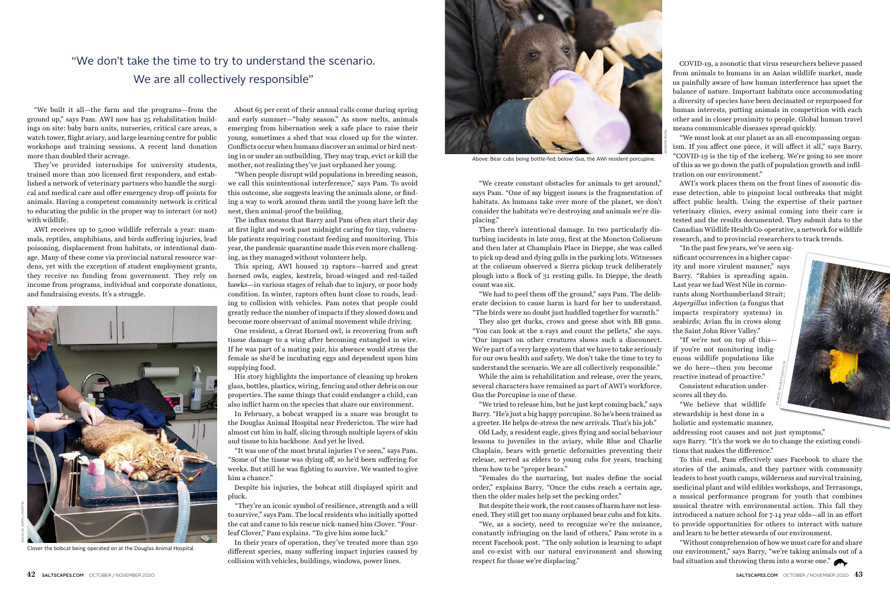"We don't take the time to try to understand the scenario. We are all collectively responsible"

"We built it all—the farm and the programs—from the ground up," says Pam. AWI now has 25 rehabilitation buildings on site: baby barn units, nurseries, critical care areas, a watch tower, flight aviary, and large learning centre for public workshops and training sessions. A recent land donation more than doubled their acreage.

They've provided internships for university students, trained more than 200 licensed first responders, and established a network of veterinary partners who handle the surgical and medical care and offer emergency drop-off points for animals. Having a competent community network is critical to educating the public in the proper way to interact (or not) with wildlife.

AWI receives up to 5,000 wildlife referrals a year: mammals, reptiles, amphibians, and birds suffering injuries, lead poisoning, displacement from habitats, or intentional damage. Many of these come via provincial natural resource wardens, yet with the exception of student employment grants, they receive no funding from government. They rely on income from programs, individual and corporate donations, and fundraising events. It's a struggle.

Clover the bobcat being operated on at the Douglas Animal Hospital.

About 65 per cent of their annual calls come during spring and early summer—"baby season." As snow melts, animals emerging from hibernation seek a safe place to raise their young, sometimes a shed that was closed up for the winter. Conflicts occur when humans discover an animal or bird nesting in or under an outbuilding. They may trap, evict or kill the mother, not realizing they've just orphaned her young.

"When people disrupt wild populations in breeding season, we call this unintentional interference," says Pam. To avoid this outcome, she suggests leaving the animals alone, or finding a way to work around them until the young have left the nest, then animal-proof the building.

The influx means that Barry and Pam often start their day at first light and work past midnight caring for tiny, vulnerable patients requiring constant feeding and monitoring. This year, the pandemic quarantine made this even more challenging, as they managed without volunteer help.

This spring, AWI housed 19 raptors—barred and great horned owls, eagles, kestrels, broad-winged and red-tailed hawks—in various stages of rehab due to injury, or poor body condition. In winter, raptors often hunt close to roads, leading to collision with vehicles. Pam notes that people could greatly reduce the number of impacts if they slowed down and become more observant of animal movement while driving.

One resident, a Great Horned owl, is recovering from soft tissue damage to a wing after becoming entangled in wire. If he was part of a mating pair, his absence would stress the female as she'd be incubating eggs and dependent upon him supplying food.

His story highlights the importance of cleaning up broken glass, bottles, plastics, wiring, fencing and other debris on our properties. The same things that could endanger a child, can also inflict harm on the species that share our environment.

In February, a bobcat wrapped in a snare was brought to the Douglas Animal Hospital near Fredericton. The wire had almost cut him in half, slicing through multiple layers of skin and tissue to his backbone. And yet he lived.

"It was one of the most brutal injuries I've seen," says Pam. "Some of the tissue was dying off, so he'd been suffering for weeks. But still he was fighting to survive. We wanted to give him a chance."

Despite his injuries, the bobcat still displayed spirit and pluck.

"They're an iconic symbol of resilience, strength and a will to survive," says Pam. The local residents who initially spotted the cat and came to his rescue nick-named him Clover. "Four-leaf Clover," Pam explains. "To give him some luck."

In their years of operation, they've treated more than 250 different species, many suffering impact injuries caused by collision with vehicles, buildings, windows, power lines.

Above: Bear cubs being bottle-fed; below: Gus, the AWI resident porcupine.

"We create constant obstacles for animals to get around," says Pam. "One of my biggest issues is the fragmentation of habitats. As humans take over more of the planet, we don't consider the habitats we're destroying and animals we're displacing."

Then there's intentional damage. In two particularly disturbing incidents in late 2019, first at the Moncton Coliseum and then later at Champlain Place in Dieppe, she was called to pick up dead and dying gulls in the parking lots. Witnesses at the coliseum observed a Sierra pickup truck deliberately plough into a flock of 31 resting gulls. In Dieppe, the death count was six.

"We had to peel them off the ground," says Pam. The deliberate decision to cause harm is hard for her to understand. "The birds were no doubt just huddled together for warmth."

They also get ducks, crows and geese shot with BB guns. "You can look at the x-rays and count the pellets," she says. "Our impact on other creatures shows such a disconnect. We're part of a very large system that we have to take seriously for our own health and safety. We don't take the time to try to understand the scenario. We are all collectively responsible."

While the aim is rehabilitation and release, over the years, several characters have remained as part of AWI's workforce. Gus the Porcupine is one of these.

"We tried to release him, but he just kept coming back," says Barry. "He's just a big happy porcupine. So he's been trained as a greeter. He helps de-stress the new arrivals. That's his job."

Old Lady, a resident eagle, gives flying and social behaviour lessons to juveniles in the aviary, while Blue and Charlie Chaplain, bears with genetic deformities preventing their release, served as elders to young cubs for years, teaching them how to be "proper bears."

"Females do the nurturing, but males define the social order," explains Barry. "Once the cubs reach a certain age, then the older males help set the pecking order."

But despite their work, the root causes of harm have not lessened. They still get too many orphaned bear cubs and fox kits.

"We, as a society, need to recognize we're the nuisance, constantly infringing on the land of others," Pam wrote in a recent Facebook post. "The only solution is learning to adapt and co-exist with our natural environment and showing respect for those we're displacing."

COVID-19, a zoonotic that virus researchers believe passed from animals to humans in an Asian wildlife market, made us painfully aware of how human interference has upset the balance of nature. Important habitats once accommodating a diversity of species have been decimated or repurposed for human interests, putting animals in competition with each other and in closer proximity to people. Global human travel means communicable diseases spread quickly.

"We must look at our planet as an all-encompassing organism. If you affect one piece, it will affect it all," says Barry. "COVID-19 is the tip of the iceberg. We're going to see more of this as we go down the path of population growth and infiltration on our environment."

AWI's work places them on the front lines of zoonotic disease detection, able to pinpoint local outbreaks that might affect public health. Using the expertise of their partner veterinary clinics, every animal coming into their care is tested and the results documented. They submit data to the Canadian Wildlife Health Co-operative, a network for wildlife research, and to provincial researchers to track trends.

"In the past few years, we've seen significant occurrences in a higher capacity and more virulent manner," says Barry. "Rabies is spreading again. Last year we had West Nile in cormorants along Northumberland Strait; *Aspergillus* infection (a fungus that impacts respiratory systems) in seabirds; Avian flu in crows along the Saint John River Valley."

"If we're not on top of this—if you're not monitoring indigenous wildlife populations like we do here—then you become reactive instead of proactive."

Consistent education underscores all they do.

"We believe that wildlife stewardship is best done in a holistic and systematic manner, addressing root causes and not just symptoms," says Barry. "It's the work we do to change the existing conditions that makes the difference."

To this end, Pam effectively uses Facebook to share the stories of the animals, and they partner with community leaders to host youth camps, wilderness and survival training, medicinal plant and wild edibles workshops, and Terrasonga, a musical performance program for youth that combines musical theatre with environmental action. This fall they introduced a nature school for 7-14 year olds—all in an effort to provide opportunities for others to interact with nature and learn to be better stewards of our environment.

"Without comprehension of how we must care for and share our environment," says Barry, "we're taking animals out of a bad situation and throwing them into a worse one."